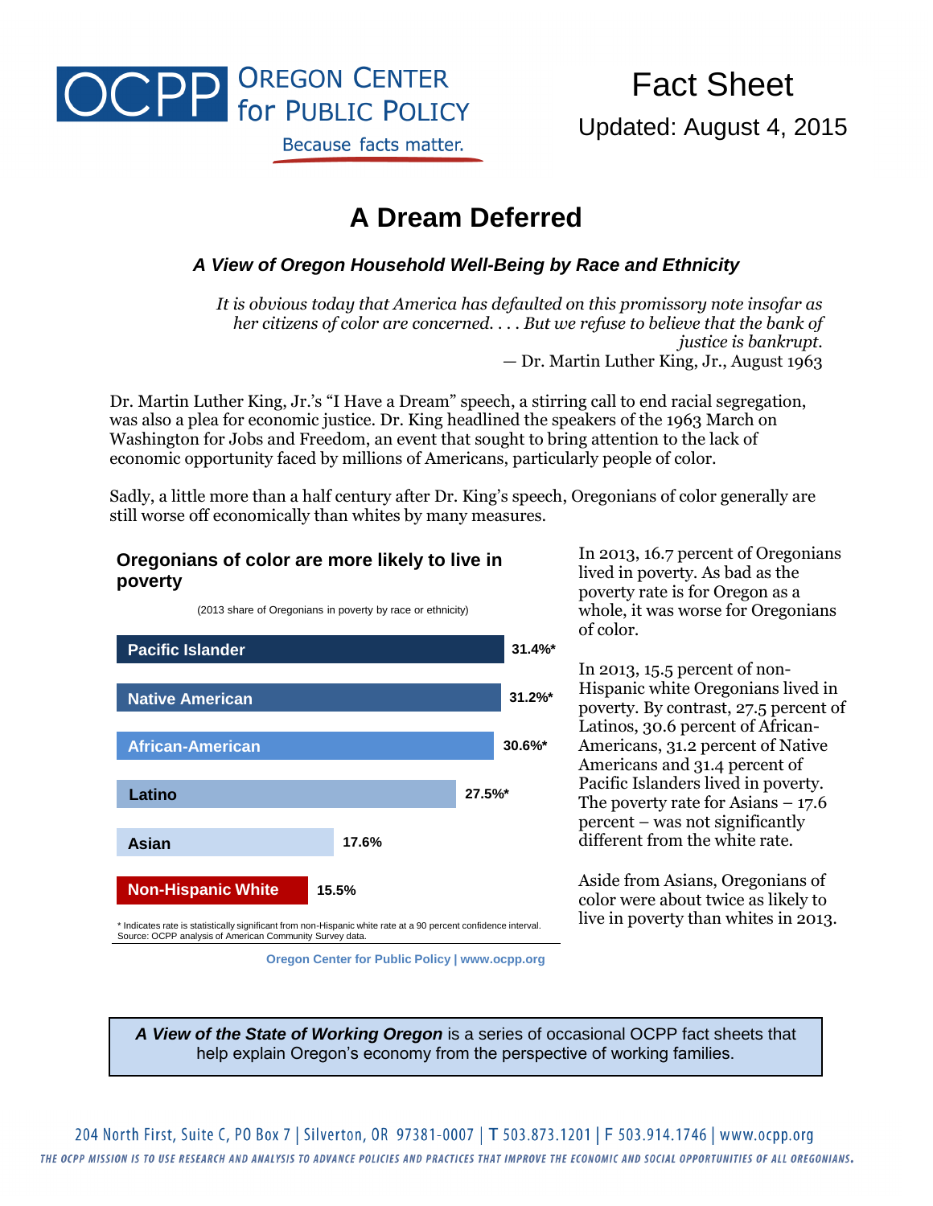OCPP Oregon Center for Public Policy

Because facts matter.

Fact Sheet

Updated: August 4, 2015

# A Dream Deferred

### *A View of Oregon Household Well-Being by Race and Ethnicity*

> *It is obvious today that America has defaulted on this promissory note insofar as her citizens of color are concerned. . . . But we refuse to believe that the bank of justice is bankrupt.*
>
> — Dr. Martin Luther King, Jr., August 1963

Dr. Martin Luther King, Jr.'s "I Have a Dream" speech, a stirring call to end racial segregation, was also a plea for economic justice. Dr. King headlined the speakers of the 1963 March on Washington for Jobs and Freedom, an event that sought to bring attention to the lack of economic opportunity faced by millions of Americans, particularly people of color.

Sadly, a little more than a half century after Dr. King's speech, Oregonians of color generally are still worse off economically than whites by many measures.

**Oregonians of color are more likely to live in poverty**

(2013 share of Oregonians in poverty by race or ethnicity)

| Race or ethnicity | Poverty rate |
|---|---|
| Pacific Islander | 31.4%* |
| Native American | 31.2%* |
| African-American | 30.6%* |
| Latino | 27.5%* |
| Asian | 17.6% |
| Non-Hispanic White | 15.5% |

\* Indicates rate is statistically significant from non-Hispanic white rate at a 90 percent confidence interval.
Source: OCPP analysis of American Community Survey data.

Oregon Center for Public Policy | www.ocpp.org

In 2013, 16.7 percent of Oregonians lived in poverty. As bad as the poverty rate is for Oregon as a whole, it was worse for Oregonians of color.

In 2013, 15.5 percent of non-Hispanic white Oregonians lived in poverty. By contrast, 27.5 percent of Latinos, 30.6 percent of African-Americans, 31.2 percent of Native Americans and 31.4 percent of Pacific Islanders lived in poverty. The poverty rate for Asians – 17.6 percent – was not significantly different from the white rate.

Aside from Asians, Oregonians of color were about twice as likely to live in poverty than whites in 2013.

***A View of the State of Working Oregon*** is a series of occasional OCPP fact sheets that help explain Oregon's economy from the perspective of working families.

204 North First, Suite C, PO Box 7 | Silverton, OR 97381-0007 | T 503.873.1201 | F 503.914.1746 | www.ocpp.org

*THE OCPP MISSION IS TO USE RESEARCH AND ANALYSIS TO ADVANCE POLICIES AND PRACTICES THAT IMPROVE THE ECONOMIC AND SOCIAL OPPORTUNITIES OF ALL OREGONIANS.*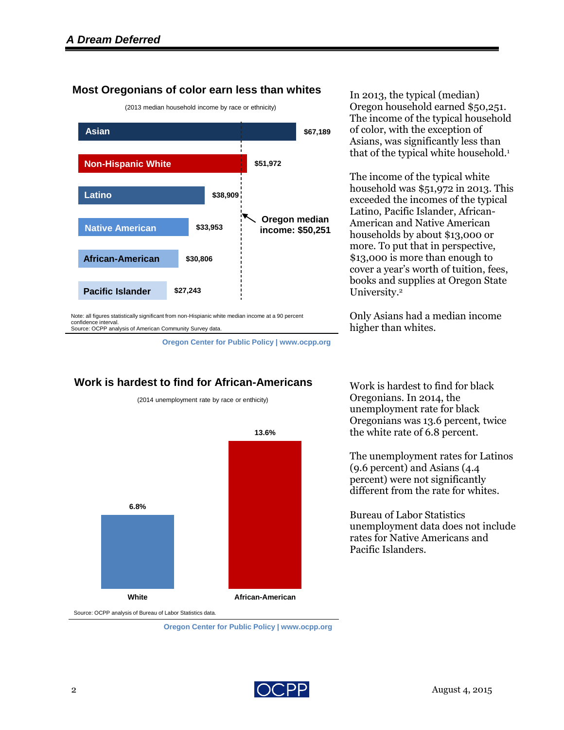## Most Oregonians of color earn less than whites

(2013 median household income by race or ethnicity)

| Race or ethnicity | Median household income |
|---|---|
| Asian | $67,189 |
| Non-Hispanic White | $51,972 |
| Latino | $38,909 |
| Native American | $33,953 |
| African-American | $30,806 |
| Pacific Islander | $27,243 |

Oregon median income: $50,251

Note: all figures statistically significant from non-Hispianic white median income at a 90 percent confidence interval.
Source: OCPP analysis of American Community Survey data.

**Oregon Center for Public Policy | www.ocpp.org**

In 2013, the typical (median) Oregon household earned $50,251. The income of the typical household of color, with the exception of Asians, was significantly less than that of the typical white household.[1]

The income of the typical white household was $51,972 in 2013. This exceeded the incomes of the typical Latino, Pacific Islander, African-American and Native American households by about $13,000 or more. To put that in perspective, $13,000 is more than enough to cover a year's worth of tuition, fees, books and supplies at Oregon State University.[2]

Only Asians had a median income higher than whites.

## Work is hardest to find for African-Americans

(2014 unemployment rate by race or enthicity)

| Race | Unemployment rate |
|---|---|
| White | 6.8% |
| African-American | 13.6% |

Source: OCPP analysis of Bureau of Labor Statistics data.

**Oregon Center for Public Policy | www.ocpp.org**

Work is hardest to find for black Oregonians. In 2014, the unemployment rate for black Oregonians was 13.6 percent, twice the white rate of 6.8 percent.

The unemployment rates for Latinos (9.6 percent) and Asians (4.4 percent) were not significantly different from the rate for whites.

Bureau of Labor Statistics unemployment data does not include rates for Native Americans and Pacific Islanders.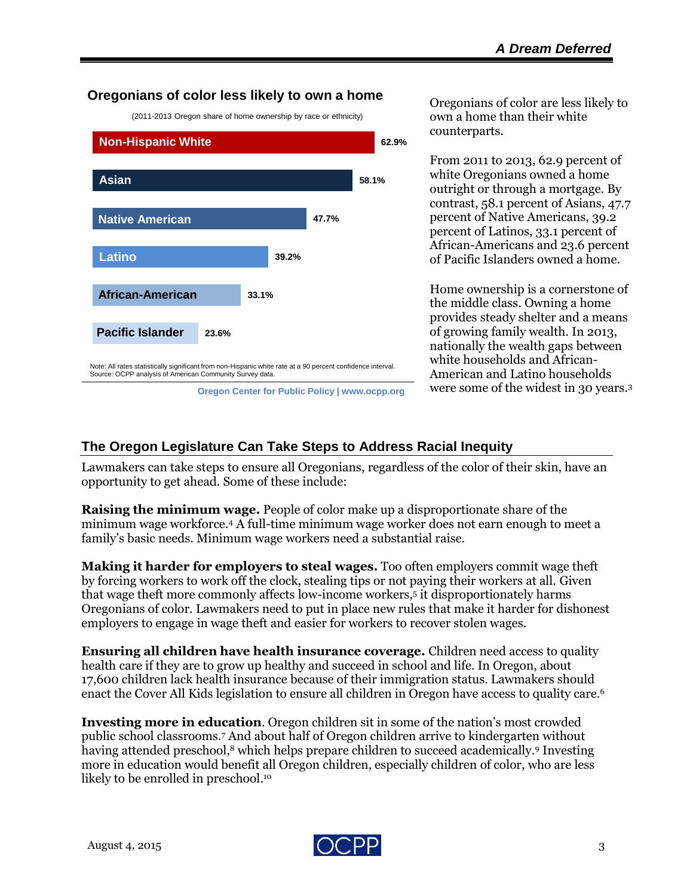**Oregonians of color less likely to own a home**

(2011-2013 Oregon share of home ownership by race or ethnicity)

| Race or ethnicity | Share |
| --- | --- |
| Non-Hispanic White | 62.9% |
| Asian | 58.1% |
| Native American | 47.7% |
| Latino | 39.2% |
| African-American | 33.1% |
| Pacific Islander | 23.6% |

Note: All rates statistically significant from non-Hispanic white rate at a 90 percent confidence interval.
Source: OCPP analysis of American Community Survey data.

Oregon Center for Public Policy | www.ocpp.org

Oregonians of color are less likely to own a home than their white counterparts.

From 2011 to 2013, 62.9 percent of white Oregonians owned a home outright or through a mortgage. By contrast, 58.1 percent of Asians, 47.7 percent of Native Americans, 39.2 percent of Latinos, 33.1 percent of African-Americans and 23.6 percent of Pacific Islanders owned a home.

Home ownership is a cornerstone of the middle class. Owning a home provides steady shelter and a means of growing family wealth. In 2013, nationally the wealth gaps between white households and African-American and Latino households were some of the widest in 30 years.[3]

## The Oregon Legislature Can Take Steps to Address Racial Inequity

Lawmakers can take steps to ensure all Oregonians, regardless of the color of their skin, have an opportunity to get ahead. Some of these include:

**Raising the minimum wage.** People of color make up a disproportionate share of the minimum wage workforce.[4] A full-time minimum wage worker does not earn enough to meet a family's basic needs. Minimum wage workers need a substantial raise.

**Making it harder for employers to steal wages.** Too often employers commit wage theft by forcing workers to work off the clock, stealing tips or not paying their workers at all. Given that wage theft more commonly affects low-income workers,[5] it disproportionately harms Oregonians of color. Lawmakers need to put in place new rules that make it harder for dishonest employers to engage in wage theft and easier for workers to recover stolen wages.

**Ensuring all children have health insurance coverage.** Children need access to quality health care if they are to grow up healthy and succeed in school and life. In Oregon, about 17,600 children lack health insurance because of their immigration status. Lawmakers should enact the Cover All Kids legislation to ensure all children in Oregon have access to quality care.[6]

**Investing more in education**. Oregon children sit in some of the nation's most crowded public school classrooms.[7] And about half of Oregon children arrive to kindergarten without having attended preschool,[8] which helps prepare children to succeed academically.[9] Investing more in education would benefit all Oregon children, especially children of color, who are less likely to be enrolled in preschool.[10]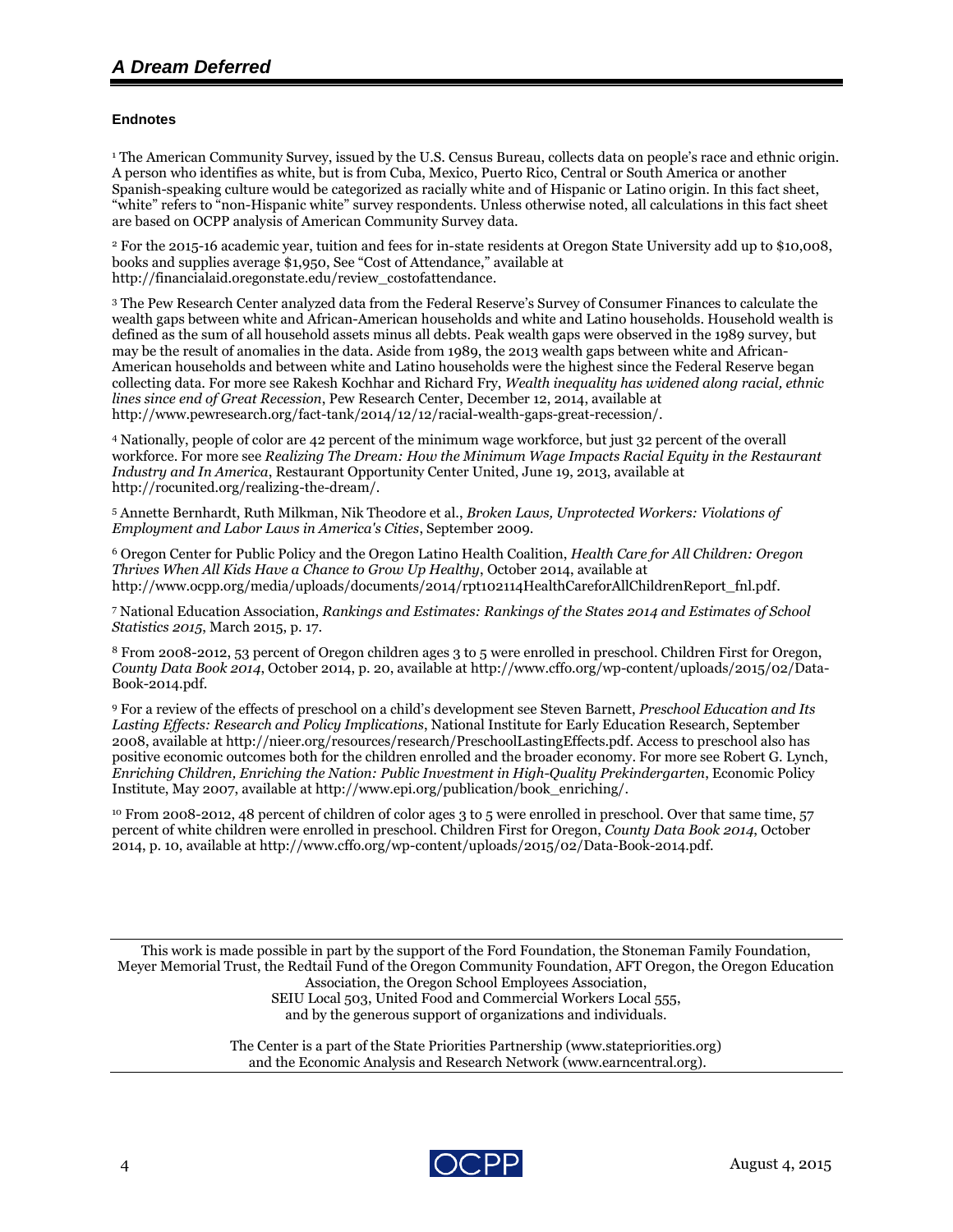## Endnotes

[1] The American Community Survey, issued by the U.S. Census Bureau, collects data on people's race and ethnic origin. A person who identifies as white, but is from Cuba, Mexico, Puerto Rico, Central or South America or another Spanish-speaking culture would be categorized as racially white and of Hispanic or Latino origin. In this fact sheet, "white" refers to "non-Hispanic white" survey respondents. Unless otherwise noted, all calculations in this fact sheet are based on OCPP analysis of American Community Survey data.

[2] For the 2015-16 academic year, tuition and fees for in-state residents at Oregon State University add up to $10,008, books and supplies average $1,950, See "Cost of Attendance," available at http://financialaid.oregonstate.edu/review_costofattendance.

[3] The Pew Research Center analyzed data from the Federal Reserve's Survey of Consumer Finances to calculate the wealth gaps between white and African-American households and white and Latino households. Household wealth is defined as the sum of all household assets minus all debts. Peak wealth gaps were observed in the 1989 survey, but may be the result of anomalies in the data. Aside from 1989, the 2013 wealth gaps between white and African-American households and between white and Latino households were the highest since the Federal Reserve began collecting data. For more see Rakesh Kochhar and Richard Fry, *Wealth inequality has widened along racial, ethnic lines since end of Great Recession*, Pew Research Center, December 12, 2014, available at http://www.pewresearch.org/fact-tank/2014/12/12/racial-wealth-gaps-great-recession/.

[4] Nationally, people of color are 42 percent of the minimum wage workforce, but just 32 percent of the overall workforce. For more see *Realizing The Dream: How the Minimum Wage Impacts Racial Equity in the Restaurant Industry and In America*, Restaurant Opportunity Center United, June 19, 2013, available at http://rocunited.org/realizing-the-dream/.

[5] Annette Bernhardt, Ruth Milkman, Nik Theodore et al., *Broken Laws, Unprotected Workers: Violations of Employment and Labor Laws in America's Cities*, September 2009.

[6] Oregon Center for Public Policy and the Oregon Latino Health Coalition, *Health Care for All Children: Oregon Thrives When All Kids Have a Chance to Grow Up Healthy*, October 2014, available at http://www.ocpp.org/media/uploads/documents/2014/rpt102114HealthCareforAllChildrenReport_fnl.pdf.

[7] National Education Association, *Rankings and Estimates: Rankings of the States 2014 and Estimates of School Statistics 2015*, March 2015, p. 17.

[8] From 2008-2012, 53 percent of Oregon children ages 3 to 5 were enrolled in preschool. Children First for Oregon, *County Data Book 2014*, October 2014, p. 20, available at http://www.cffo.org/wp-content/uploads/2015/02/Data-Book-2014.pdf.

[9] For a review of the effects of preschool on a child's development see Steven Barnett, *Preschool Education and Its Lasting Effects: Research and Policy Implications*, National Institute for Early Education Research, September 2008, available at http://nieer.org/resources/research/PreschoolLastingEffects.pdf. Access to preschool also has positive economic outcomes both for the children enrolled and the broader economy. For more see Robert G. Lynch, *Enriching Children, Enriching the Nation: Public Investment in High-Quality Prekindergarten*, Economic Policy Institute, May 2007, available at http://www.epi.org/publication/book_enriching/.

[10] From 2008-2012, 48 percent of children of color ages 3 to 5 were enrolled in preschool. Over that same time, 57 percent of white children were enrolled in preschool. Children First for Oregon, *County Data Book 2014*, October 2014, p. 10, available at http://www.cffo.org/wp-content/uploads/2015/02/Data-Book-2014.pdf.

---

This work is made possible in part by the support of the Ford Foundation, the Stoneman Family Foundation, Meyer Memorial Trust, the Redtail Fund of the Oregon Community Foundation, AFT Oregon, the Oregon Education Association, the Oregon School Employees Association, SEIU Local 503, United Food and Commercial Workers Local 555, and by the generous support of organizations and individuals.

The Center is a part of the State Priorities Partnership (www.statepriorities.org) and the Economic Analysis and Research Network (www.earncentral.org).

---

August 4, 2015